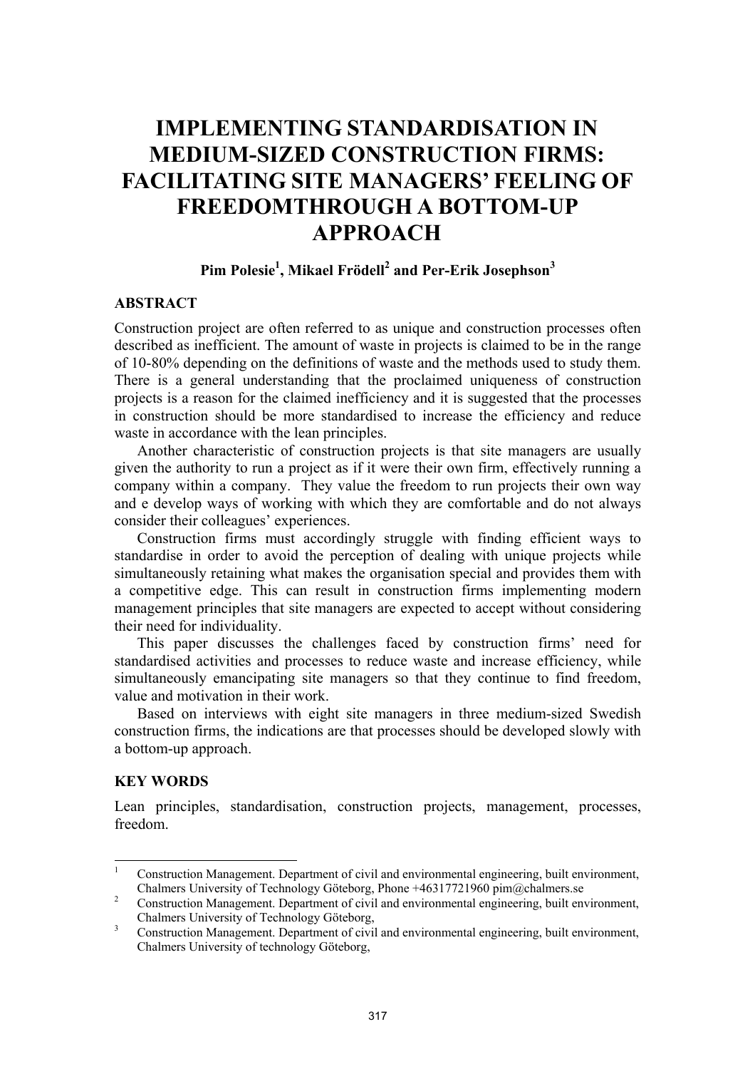# IMPLEMENTING STANDARDISATION IN MEDIUM-SIZED CONSTRUCTION FIRMS: FACILITATING SITE MANAGERS' FEELING OF FREEDOMTHROUGH A BOTTOM-UP APPROACH

**Pim Polesie[1], Mikael Frödell[2] and Per-Erik Josephson[3]**

## ABSTRACT

Construction project are often referred to as unique and construction processes often described as inefficient. The amount of waste in projects is claimed to be in the range of 10-80% depending on the definitions of waste and the methods used to study them. There is a general understanding that the proclaimed uniqueness of construction projects is a reason for the claimed inefficiency and it is suggested that the processes in construction should be more standardised to increase the efficiency and reduce waste in accordance with the lean principles.

Another characteristic of construction projects is that site managers are usually given the authority to run a project as if it were their own firm, effectively running a company within a company. They value the freedom to run projects their own way and e develop ways of working with which they are comfortable and do not always consider their colleagues' experiences.

Construction firms must accordingly struggle with finding efficient ways to standardise in order to avoid the perception of dealing with unique projects while simultaneously retaining what makes the organisation special and provides them with a competitive edge. This can result in construction firms implementing modern management principles that site managers are expected to accept without considering their need for individuality.

This paper discusses the challenges faced by construction firms' need for standardised activities and processes to reduce waste and increase efficiency, while simultaneously emancipating site managers so that they continue to find freedom, value and motivation in their work.

Based on interviews with eight site managers in three medium-sized Swedish construction firms, the indications are that processes should be developed slowly with a bottom-up approach.

## KEY WORDS

Lean principles, standardisation, construction projects, management, processes, freedom.

---

[1] Construction Management. Department of civil and environmental engineering, built environment, Chalmers University of Technology Göteborg, Phone +46317721960 pim@chalmers.se

[2] Construction Management. Department of civil and environmental engineering, built environment, Chalmers University of Technology Göteborg,

[3] Construction Management. Department of civil and environmental engineering, built environment, Chalmers University of technology Göteborg,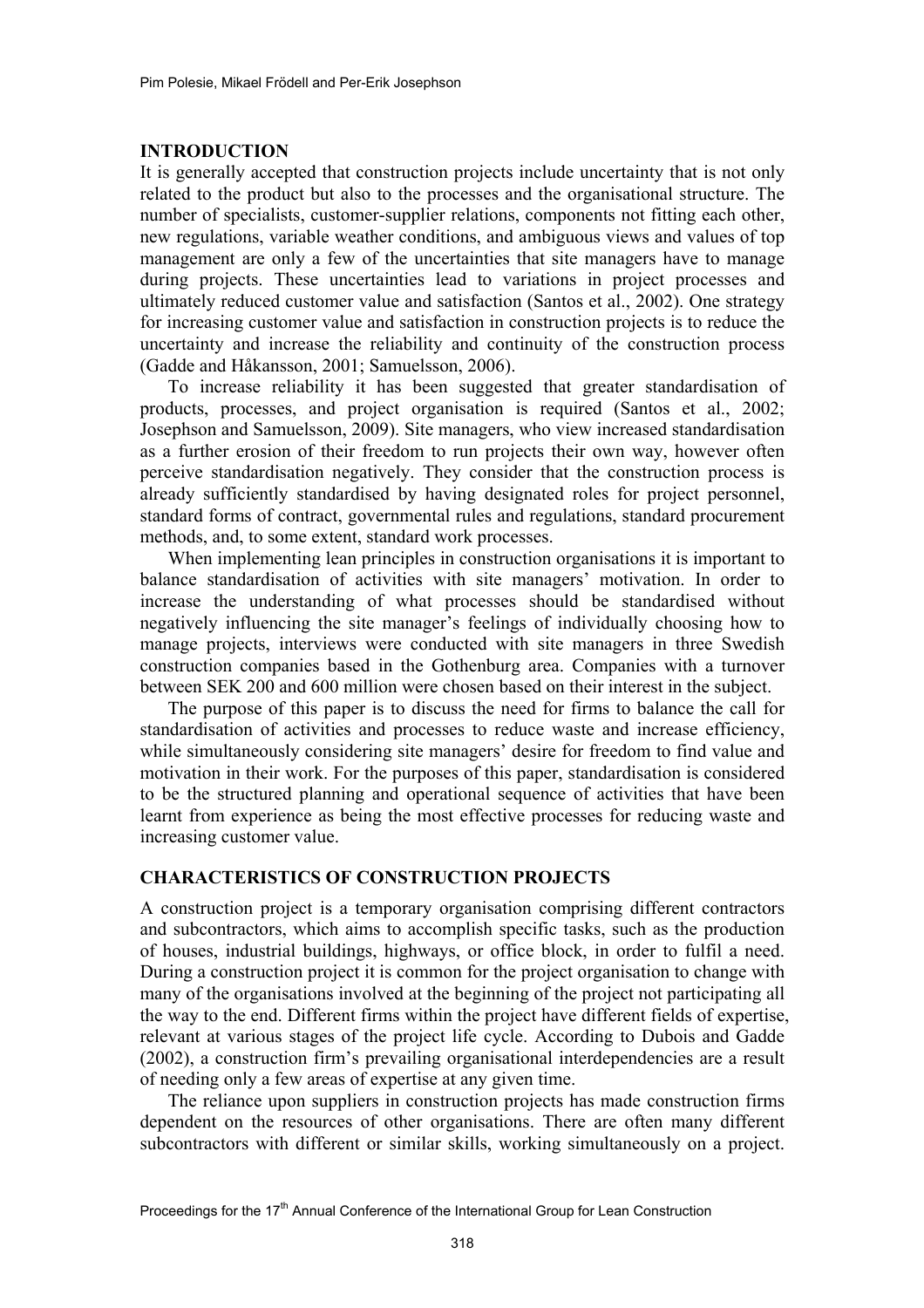## INTRODUCTION

It is generally accepted that construction projects include uncertainty that is not only related to the product but also to the processes and the organisational structure. The number of specialists, customer-supplier relations, components not fitting each other, new regulations, variable weather conditions, and ambiguous views and values of top management are only a few of the uncertainties that site managers have to manage during projects. These uncertainties lead to variations in project processes and ultimately reduced customer value and satisfaction (Santos et al., 2002). One strategy for increasing customer value and satisfaction in construction projects is to reduce the uncertainty and increase the reliability and continuity of the construction process (Gadde and Håkansson, 2001; Samuelsson, 2006).

To increase reliability it has been suggested that greater standardisation of products, processes, and project organisation is required (Santos et al., 2002; Josephson and Samuelsson, 2009). Site managers, who view increased standardisation as a further erosion of their freedom to run projects their own way, however often perceive standardisation negatively. They consider that the construction process is already sufficiently standardised by having designated roles for project personnel, standard forms of contract, governmental rules and regulations, standard procurement methods, and, to some extent, standard work processes.

When implementing lean principles in construction organisations it is important to balance standardisation of activities with site managers' motivation. In order to increase the understanding of what processes should be standardised without negatively influencing the site manager's feelings of individually choosing how to manage projects, interviews were conducted with site managers in three Swedish construction companies based in the Gothenburg area. Companies with a turnover between SEK 200 and 600 million were chosen based on their interest in the subject.

The purpose of this paper is to discuss the need for firms to balance the call for standardisation of activities and processes to reduce waste and increase efficiency, while simultaneously considering site managers' desire for freedom to find value and motivation in their work. For the purposes of this paper, standardisation is considered to be the structured planning and operational sequence of activities that have been learnt from experience as being the most effective processes for reducing waste and increasing customer value.

## CHARACTERISTICS OF CONSTRUCTION PROJECTS

A construction project is a temporary organisation comprising different contractors and subcontractors, which aims to accomplish specific tasks, such as the production of houses, industrial buildings, highways, or office block, in order to fulfil a need. During a construction project it is common for the project organisation to change with many of the organisations involved at the beginning of the project not participating all the way to the end. Different firms within the project have different fields of expertise, relevant at various stages of the project life cycle. According to Dubois and Gadde (2002), a construction firm's prevailing organisational interdependencies are a result of needing only a few areas of expertise at any given time.

The reliance upon suppliers in construction projects has made construction firms dependent on the resources of other organisations. There are often many different subcontractors with different or similar skills, working simultaneously on a project.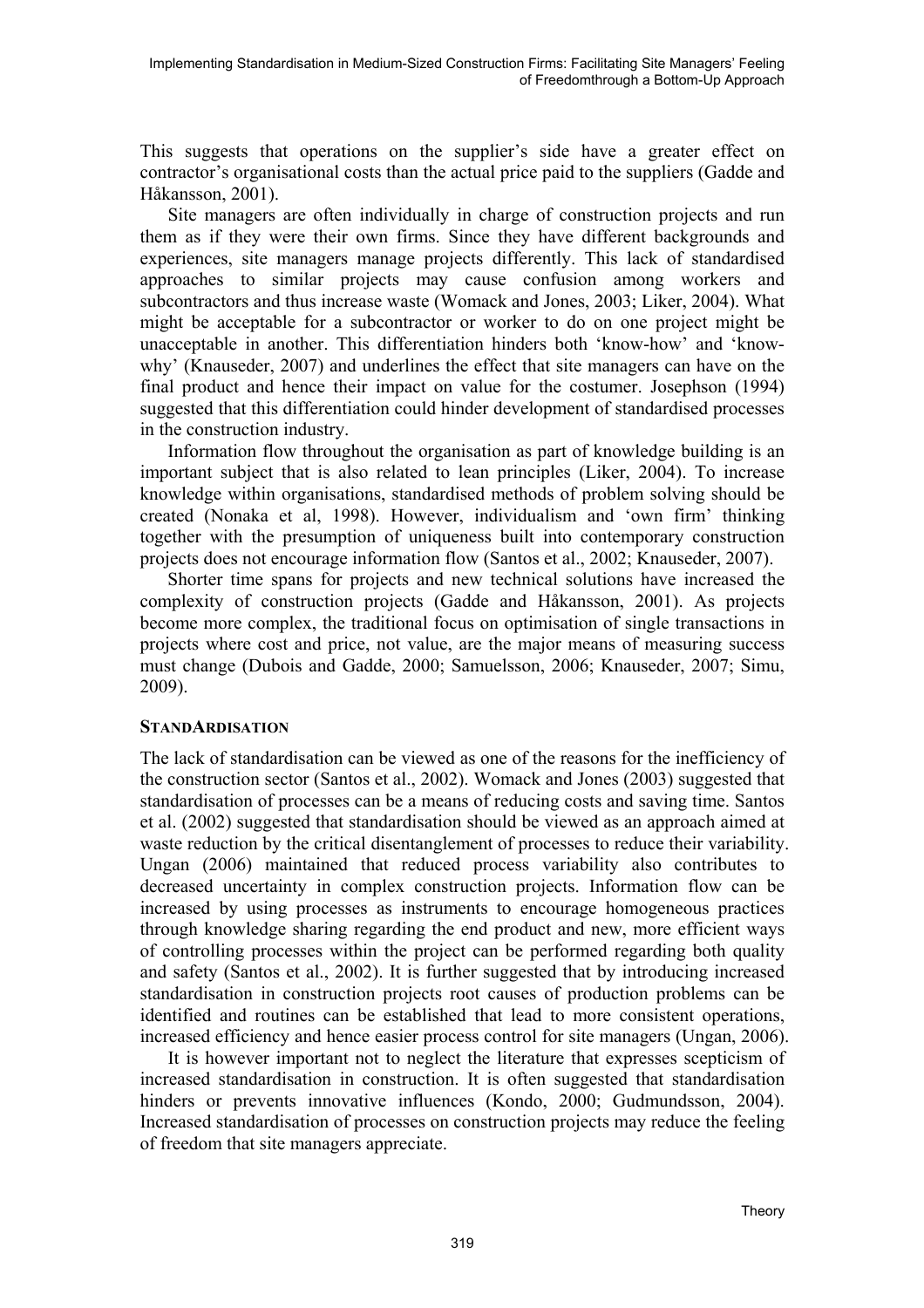This suggests that operations on the supplier's side have a greater effect on contractor's organisational costs than the actual price paid to the suppliers (Gadde and Håkansson, 2001).

Site managers are often individually in charge of construction projects and run them as if they were their own firms. Since they have different backgrounds and experiences, site managers manage projects differently. This lack of standardised approaches to similar projects may cause confusion among workers and subcontractors and thus increase waste (Womack and Jones, 2003; Liker, 2004). What might be acceptable for a subcontractor or worker to do on one project might be unacceptable in another. This differentiation hinders both 'know-how' and 'know-why' (Knauseder, 2007) and underlines the effect that site managers can have on the final product and hence their impact on value for the costumer. Josephson (1994) suggested that this differentiation could hinder development of standardised processes in the construction industry.

Information flow throughout the organisation as part of knowledge building is an important subject that is also related to lean principles (Liker, 2004). To increase knowledge within organisations, standardised methods of problem solving should be created (Nonaka et al, 1998). However, individualism and 'own firm' thinking together with the presumption of uniqueness built into contemporary construction projects does not encourage information flow (Santos et al., 2002; Knauseder, 2007).

Shorter time spans for projects and new technical solutions have increased the complexity of construction projects (Gadde and Håkansson, 2001). As projects become more complex, the traditional focus on optimisation of single transactions in projects where cost and price, not value, are the major means of measuring success must change (Dubois and Gadde, 2000; Samuelsson, 2006; Knauseder, 2007; Simu, 2009).

## STANDARDISATION

The lack of standardisation can be viewed as one of the reasons for the inefficiency of the construction sector (Santos et al., 2002). Womack and Jones (2003) suggested that standardisation of processes can be a means of reducing costs and saving time. Santos et al. (2002) suggested that standardisation should be viewed as an approach aimed at waste reduction by the critical disentanglement of processes to reduce their variability. Ungan (2006) maintained that reduced process variability also contributes to decreased uncertainty in complex construction projects. Information flow can be increased by using processes as instruments to encourage homogeneous practices through knowledge sharing regarding the end product and new, more efficient ways of controlling processes within the project can be performed regarding both quality and safety (Santos et al., 2002). It is further suggested that by introducing increased standardisation in construction projects root causes of production problems can be identified and routines can be established that lead to more consistent operations, increased efficiency and hence easier process control for site managers (Ungan, 2006).

It is however important not to neglect the literature that expresses scepticism of increased standardisation in construction. It is often suggested that standardisation hinders or prevents innovative influences (Kondo, 2000; Gudmundsson, 2004). Increased standardisation of processes on construction projects may reduce the feeling of freedom that site managers appreciate.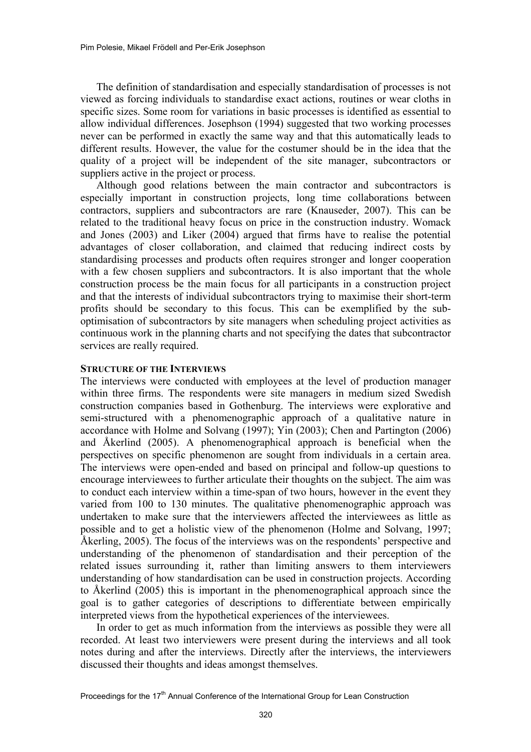The definition of standardisation and especially standardisation of processes is not viewed as forcing individuals to standardise exact actions, routines or wear cloths in specific sizes. Some room for variations in basic processes is identified as essential to allow individual differences. Josephson (1994) suggested that two working processes never can be performed in exactly the same way and that this automatically leads to different results. However, the value for the costumer should be in the idea that the quality of a project will be independent of the site manager, subcontractors or suppliers active in the project or process.

Although good relations between the main contractor and subcontractors is especially important in construction projects, long time collaborations between contractors, suppliers and subcontractors are rare (Knauseder, 2007). This can be related to the traditional heavy focus on price in the construction industry. Womack and Jones (2003) and Liker (2004) argued that firms have to realise the potential advantages of closer collaboration, and claimed that reducing indirect costs by standardising processes and products often requires stronger and longer cooperation with a few chosen suppliers and subcontractors. It is also important that the whole construction process be the main focus for all participants in a construction project and that the interests of individual subcontractors trying to maximise their short-term profits should be secondary to this focus. This can be exemplified by the sub-optimisation of subcontractors by site managers when scheduling project activities as continuous work in the planning charts and not specifying the dates that subcontractor services are really required.

## STRUCTURE OF THE INTERVIEWS

The interviews were conducted with employees at the level of production manager within three firms. The respondents were site managers in medium sized Swedish construction companies based in Gothenburg. The interviews were explorative and semi-structured with a phenomenographic approach of a qualitative nature in accordance with Holme and Solvang (1997); Yin (2003); Chen and Partington (2006) and Åkerlind (2005). A phenomenographical approach is beneficial when the perspectives on specific phenomenon are sought from individuals in a certain area. The interviews were open-ended and based on principal and follow-up questions to encourage interviewees to further articulate their thoughts on the subject. The aim was to conduct each interview within a time-span of two hours, however in the event they varied from 100 to 130 minutes. The qualitative phenomenographic approach was undertaken to make sure that the interviewers affected the interviewees as little as possible and to get a holistic view of the phenomenon (Holme and Solvang, 1997; Åkerling, 2005). The focus of the interviews was on the respondents' perspective and understanding of the phenomenon of standardisation and their perception of the related issues surrounding it, rather than limiting answers to them interviewers understanding of how standardisation can be used in construction projects. According to Åkerlind (2005) this is important in the phenomenographical approach since the goal is to gather categories of descriptions to differentiate between empirically interpreted views from the hypothetical experiences of the interviewees.

In order to get as much information from the interviews as possible they were all recorded. At least two interviewers were present during the interviews and all took notes during and after the interviews. Directly after the interviews, the interviewers discussed their thoughts and ideas amongst themselves.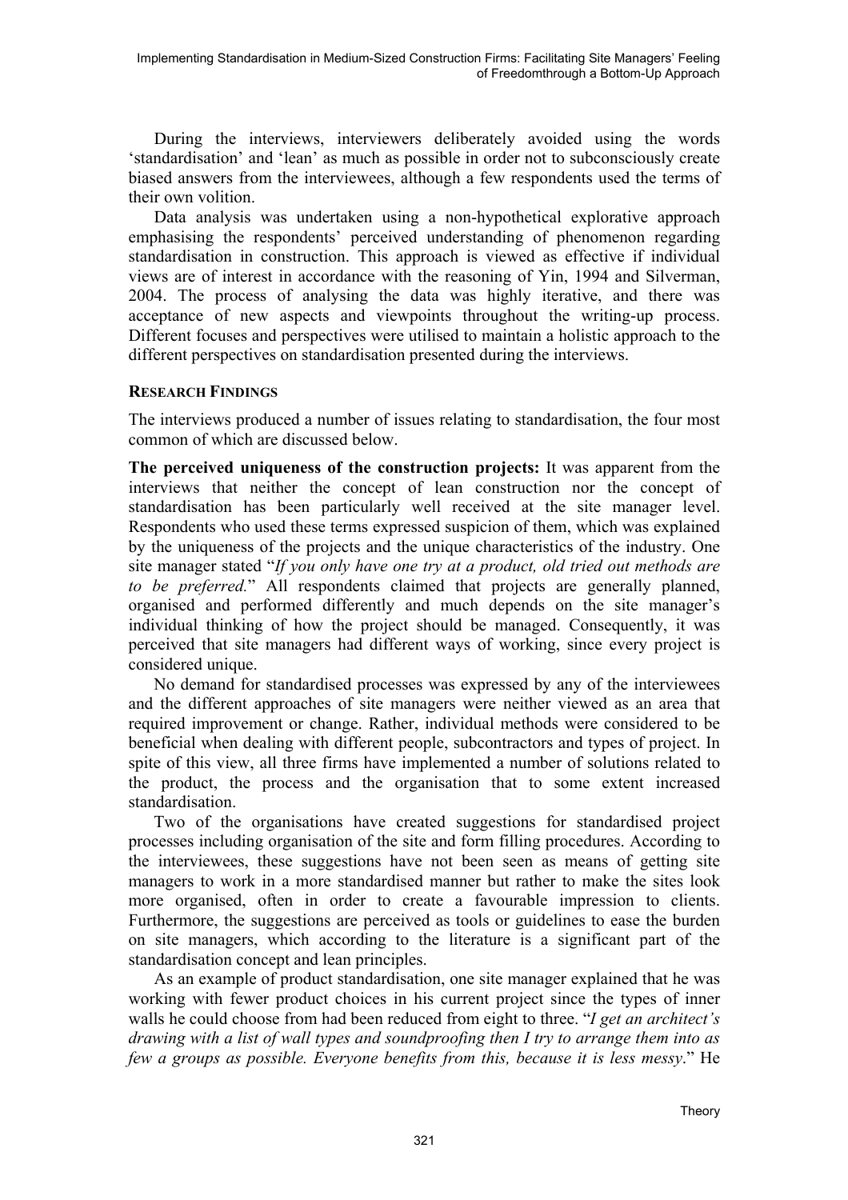During the interviews, interviewers deliberately avoided using the words 'standardisation' and 'lean' as much as possible in order not to subconsciously create biased answers from the interviewees, although a few respondents used the terms of their own volition.

Data analysis was undertaken using a non-hypothetical explorative approach emphasising the respondents' perceived understanding of phenomenon regarding standardisation in construction. This approach is viewed as effective if individual views are of interest in accordance with the reasoning of Yin, 1994 and Silverman, 2004. The process of analysing the data was highly iterative, and there was acceptance of new aspects and viewpoints throughout the writing-up process. Different focuses and perspectives were utilised to maintain a holistic approach to the different perspectives on standardisation presented during the interviews.

## RESEARCH FINDINGS

The interviews produced a number of issues relating to standardisation, the four most common of which are discussed below.

**The perceived uniqueness of the construction projects:** It was apparent from the interviews that neither the concept of lean construction nor the concept of standardisation has been particularly well received at the site manager level. Respondents who used these terms expressed suspicion of them, which was explained by the uniqueness of the projects and the unique characteristics of the industry. One site manager stated "*If you only have one try at a product, old tried out methods are to be preferred.*" All respondents claimed that projects are generally planned, organised and performed differently and much depends on the site manager's individual thinking of how the project should be managed. Consequently, it was perceived that site managers had different ways of working, since every project is considered unique.

No demand for standardised processes was expressed by any of the interviewees and the different approaches of site managers were neither viewed as an area that required improvement or change. Rather, individual methods were considered to be beneficial when dealing with different people, subcontractors and types of project. In spite of this view, all three firms have implemented a number of solutions related to the product, the process and the organisation that to some extent increased standardisation.

Two of the organisations have created suggestions for standardised project processes including organisation of the site and form filling procedures. According to the interviewees, these suggestions have not been seen as means of getting site managers to work in a more standardised manner but rather to make the sites look more organised, often in order to create a favourable impression to clients. Furthermore, the suggestions are perceived as tools or guidelines to ease the burden on site managers, which according to the literature is a significant part of the standardisation concept and lean principles.

As an example of product standardisation, one site manager explained that he was working with fewer product choices in his current project since the types of inner walls he could choose from had been reduced from eight to three. "*I get an architect's drawing with a list of wall types and soundproofing then I try to arrange them into as few a groups as possible. Everyone benefits from this, because it is less messy*." He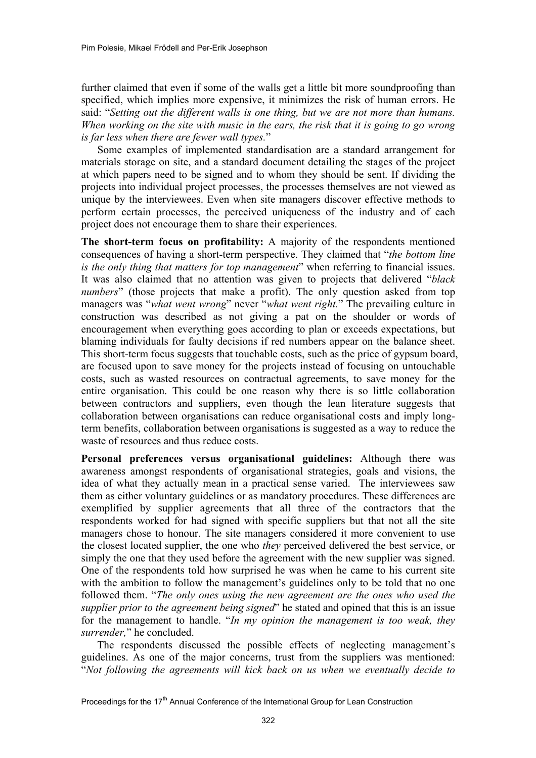further claimed that even if some of the walls get a little bit more soundproofing than specified, which implies more expensive, it minimizes the risk of human errors. He said: "*Setting out the different walls is one thing, but we are not more than humans. When working on the site with music in the ears, the risk that it is going to go wrong is far less when there are fewer wall types.*"

Some examples of implemented standardisation are a standard arrangement for materials storage on site, and a standard document detailing the stages of the project at which papers need to be signed and to whom they should be sent. If dividing the projects into individual project processes, the processes themselves are not viewed as unique by the interviewees. Even when site managers discover effective methods to perform certain processes, the perceived uniqueness of the industry and of each project does not encourage them to share their experiences.

**The short-term focus on profitability:** A majority of the respondents mentioned consequences of having a short-term perspective. They claimed that "*the bottom line is the only thing that matters for top management*" when referring to financial issues. It was also claimed that no attention was given to projects that delivered "*black numbers*" (those projects that make a profit). The only question asked from top managers was "*what went wrong*" never "*what went right.*" The prevailing culture in construction was described as not giving a pat on the shoulder or words of encouragement when everything goes according to plan or exceeds expectations, but blaming individuals for faulty decisions if red numbers appear on the balance sheet. This short-term focus suggests that touchable costs, such as the price of gypsum board, are focused upon to save money for the projects instead of focusing on untouchable costs, such as wasted resources on contractual agreements, to save money for the entire organisation. This could be one reason why there is so little collaboration between contractors and suppliers, even though the lean literature suggests that collaboration between organisations can reduce organisational costs and imply long-term benefits, collaboration between organisations is suggested as a way to reduce the waste of resources and thus reduce costs.

**Personal preferences versus organisational guidelines:** Although there was awareness amongst respondents of organisational strategies, goals and visions, the idea of what they actually mean in a practical sense varied. The interviewees saw them as either voluntary guidelines or as mandatory procedures. These differences are exemplified by supplier agreements that all three of the contractors that the respondents worked for had signed with specific suppliers but that not all the site managers chose to honour. The site managers considered it more convenient to use the closest located supplier, the one who *they* perceived delivered the best service, or simply the one that they used before the agreement with the new supplier was signed. One of the respondents told how surprised he was when he came to his current site with the ambition to follow the management's guidelines only to be told that no one followed them. "*The only ones using the new agreement are the ones who used the supplier prior to the agreement being signed*" he stated and opined that this is an issue for the management to handle. "*In my opinion the management is too weak, they surrender,*" he concluded.

The respondents discussed the possible effects of neglecting management's guidelines. As one of the major concerns, trust from the suppliers was mentioned: "*Not following the agreements will kick back on us when we eventually decide to*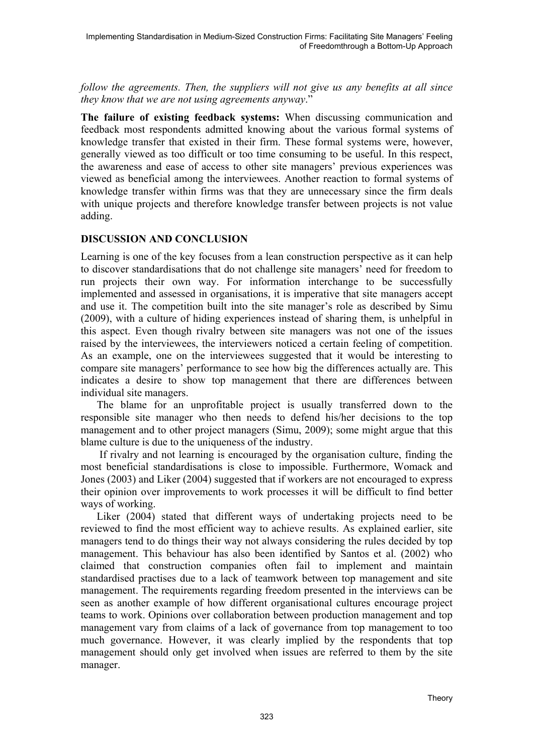*follow the agreements. Then, the suppliers will not give us any benefits at all since they know that we are not using agreements anyway*."

**The failure of existing feedback systems:** When discussing communication and feedback most respondents admitted knowing about the various formal systems of knowledge transfer that existed in their firm. These formal systems were, however, generally viewed as too difficult or too time consuming to be useful. In this respect, the awareness and ease of access to other site managers' previous experiences was viewed as beneficial among the interviewees. Another reaction to formal systems of knowledge transfer within firms was that they are unnecessary since the firm deals with unique projects and therefore knowledge transfer between projects is not value adding.

## DISCUSSION AND CONCLUSION

Learning is one of the key focuses from a lean construction perspective as it can help to discover standardisations that do not challenge site managers' need for freedom to run projects their own way. For information interchange to be successfully implemented and assessed in organisations, it is imperative that site managers accept and use it. The competition built into the site manager's role as described by Simu (2009), with a culture of hiding experiences instead of sharing them, is unhelpful in this aspect. Even though rivalry between site managers was not one of the issues raised by the interviewees, the interviewers noticed a certain feeling of competition. As an example, one on the interviewees suggested that it would be interesting to compare site managers' performance to see how big the differences actually are. This indicates a desire to show top management that there are differences between individual site managers.

The blame for an unprofitable project is usually transferred down to the responsible site manager who then needs to defend his/her decisions to the top management and to other project managers (Simu, 2009); some might argue that this blame culture is due to the uniqueness of the industry.

If rivalry and not learning is encouraged by the organisation culture, finding the most beneficial standardisations is close to impossible. Furthermore, Womack and Jones (2003) and Liker (2004) suggested that if workers are not encouraged to express their opinion over improvements to work processes it will be difficult to find better ways of working.

Liker (2004) stated that different ways of undertaking projects need to be reviewed to find the most efficient way to achieve results. As explained earlier, site managers tend to do things their way not always considering the rules decided by top management. This behaviour has also been identified by Santos et al. (2002) who claimed that construction companies often fail to implement and maintain standardised practises due to a lack of teamwork between top management and site management. The requirements regarding freedom presented in the interviews can be seen as another example of how different organisational cultures encourage project teams to work. Opinions over collaboration between production management and top management vary from claims of a lack of governance from top management to too much governance. However, it was clearly implied by the respondents that top management should only get involved when issues are referred to them by the site manager.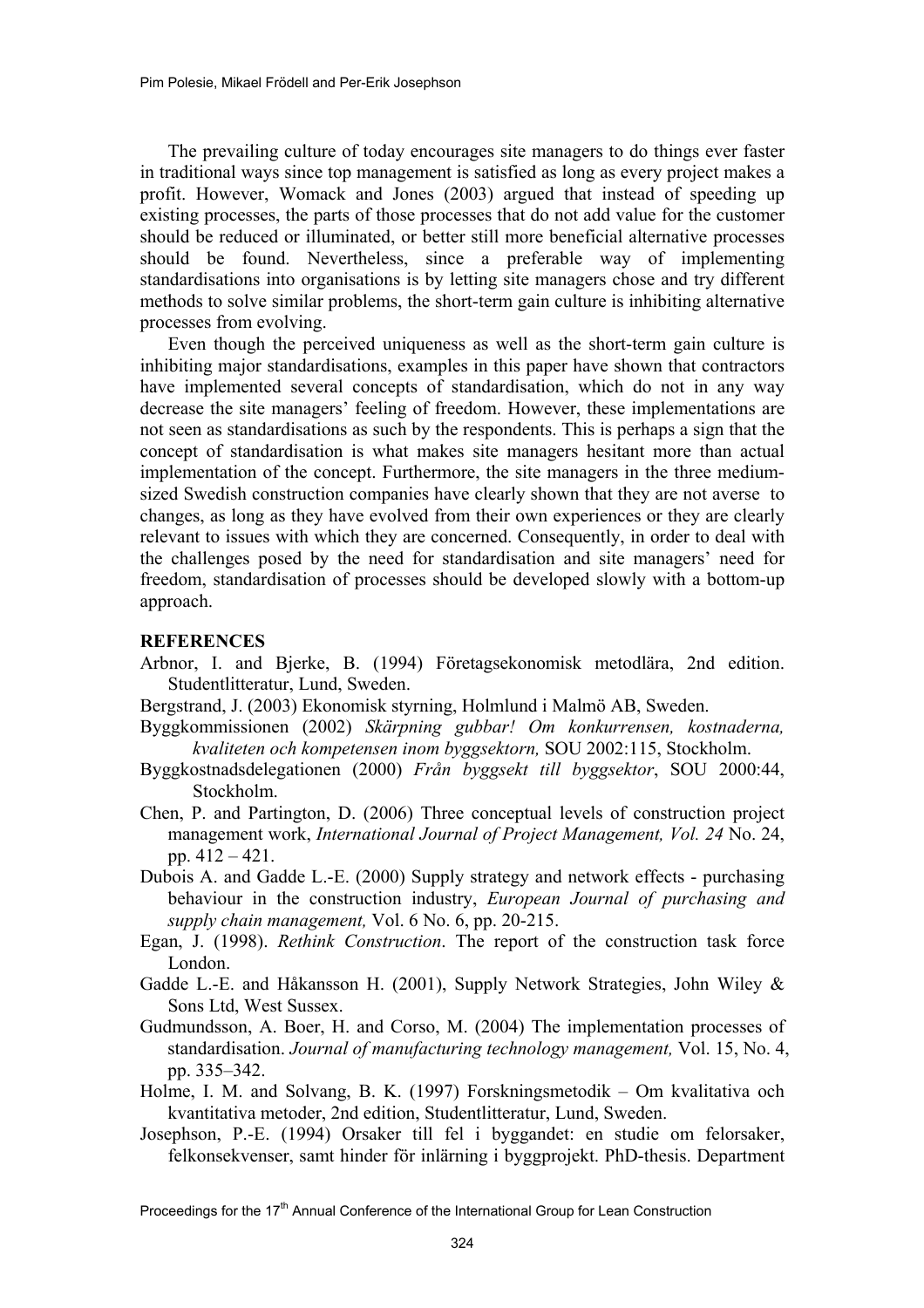The prevailing culture of today encourages site managers to do things ever faster in traditional ways since top management is satisfied as long as every project makes a profit. However, Womack and Jones (2003) argued that instead of speeding up existing processes, the parts of those processes that do not add value for the customer should be reduced or illuminated, or better still more beneficial alternative processes should be found. Nevertheless, since a preferable way of implementing standardisations into organisations is by letting site managers chose and try different methods to solve similar problems, the short-term gain culture is inhibiting alternative processes from evolving.

Even though the perceived uniqueness as well as the short-term gain culture is inhibiting major standardisations, examples in this paper have shown that contractors have implemented several concepts of standardisation, which do not in any way decrease the site managers' feeling of freedom. However, these implementations are not seen as standardisations as such by the respondents. This is perhaps a sign that the concept of standardisation is what makes site managers hesitant more than actual implementation of the concept. Furthermore, the site managers in the three medium-sized Swedish construction companies have clearly shown that they are not averse to changes, as long as they have evolved from their own experiences or they are clearly relevant to issues with which they are concerned. Consequently, in order to deal with the challenges posed by the need for standardisation and site managers' need for freedom, standardisation of processes should be developed slowly with a bottom-up approach.

## REFERENCES

Arbnor, I. and Bjerke, B. (1994) Företagsekonomisk metodlära, 2nd edition. Studentlitteratur, Lund, Sweden.

Bergstrand, J. (2003) Ekonomisk styrning, Holmlund i Malmö AB, Sweden.

Byggkommissionen (2002) *Skärpning gubbar! Om konkurrensen, kostnaderna, kvaliteten och kompetensen inom byggsektorn,* SOU 2002:115, Stockholm.

Byggkostnadsdelegationen (2000) *Från byggsekt till byggsektor*, SOU 2000:44, Stockholm.

Chen, P. and Partington, D. (2006) Three conceptual levels of construction project management work, *International Journal of Project Management, Vol. 24* No. 24, pp. 412 – 421.

Dubois A. and Gadde L.-E. (2000) Supply strategy and network effects - purchasing behaviour in the construction industry, *European Journal of purchasing and supply chain management,* Vol. 6 No. 6, pp. 20-215.

Egan, J. (1998). *Rethink Construction*. The report of the construction task force London.

Gadde L.-E. and Håkansson H. (2001), Supply Network Strategies, John Wiley & Sons Ltd, West Sussex.

Gudmundsson, A. Boer, H. and Corso, M. (2004) The implementation processes of standardisation. *Journal of manufacturing technology management,* Vol. 15, No. 4, pp. 335–342.

Holme, I. M. and Solvang, B. K. (1997) Forskningsmetodik – Om kvalitativa och kvantitativa metoder, 2nd edition, Studentlitteratur, Lund, Sweden.

Josephson, P.-E. (1994) Orsaker till fel i byggandet: en studie om felorsaker, felkonsekvenser, samt hinder för inlärning i byggprojekt. PhD-thesis. Department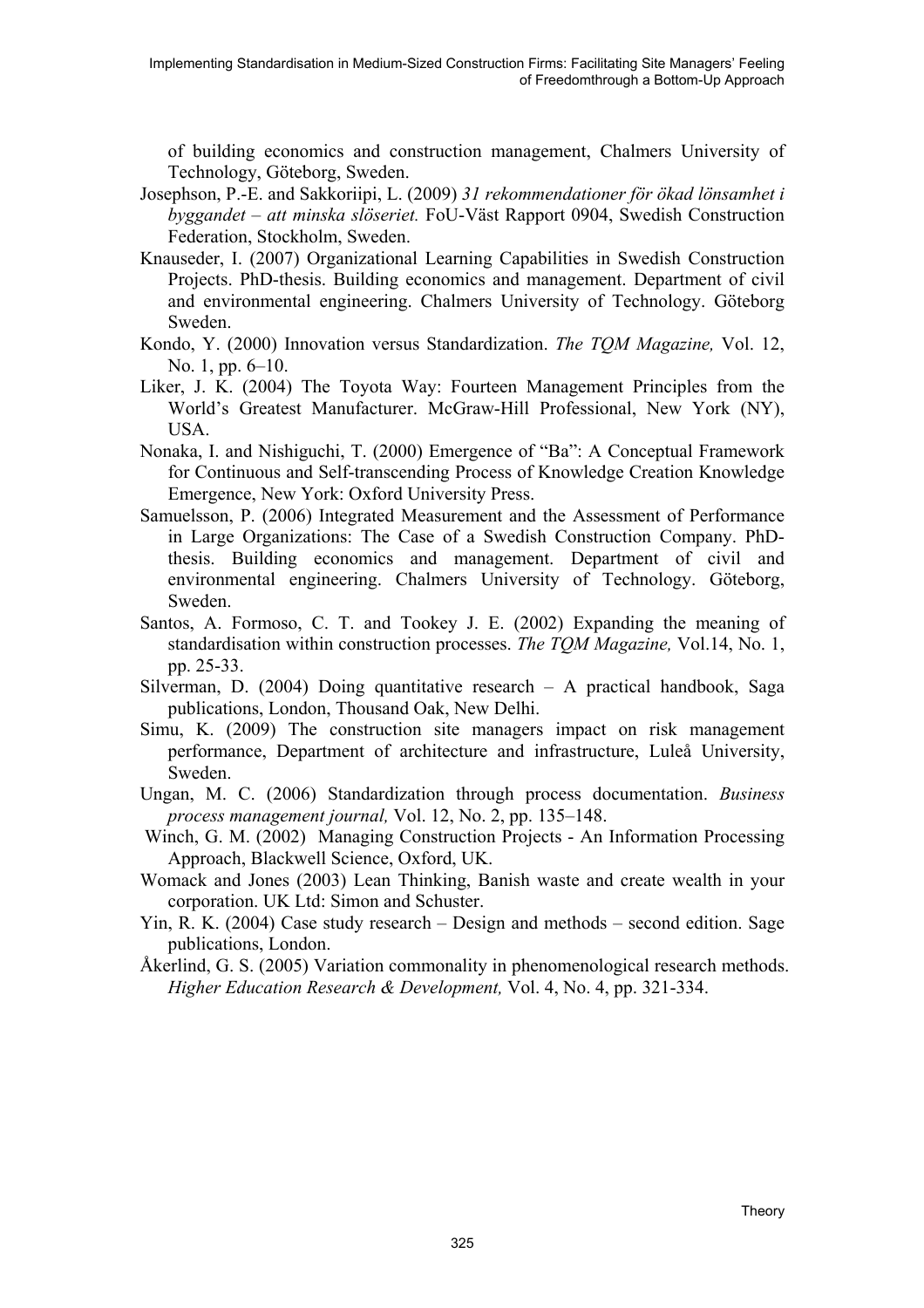of building economics and construction management, Chalmers University of Technology, Göteborg, Sweden.

Josephson, P.-E. and Sakkoriipi, L. (2009) *31 rekommendationer för ökad lönsamhet i byggandet – att minska slöseriet.* FoU-Väst Rapport 0904, Swedish Construction Federation, Stockholm, Sweden.

Knauseder, I. (2007) Organizational Learning Capabilities in Swedish Construction Projects. PhD-thesis. Building economics and management. Department of civil and environmental engineering. Chalmers University of Technology. Göteborg Sweden.

Kondo, Y. (2000) Innovation versus Standardization. *The TQM Magazine,* Vol. 12, No. 1, pp. 6–10.

Liker, J. K. (2004) The Toyota Way: Fourteen Management Principles from the World's Greatest Manufacturer. McGraw-Hill Professional, New York (NY), USA.

Nonaka, I. and Nishiguchi, T. (2000) Emergence of "Ba": A Conceptual Framework for Continuous and Self-transcending Process of Knowledge Creation Knowledge Emergence, New York: Oxford University Press.

Samuelsson, P. (2006) Integrated Measurement and the Assessment of Performance in Large Organizations: The Case of a Swedish Construction Company. PhD-thesis. Building economics and management. Department of civil and environmental engineering. Chalmers University of Technology. Göteborg, Sweden.

Santos, A. Formoso, C. T. and Tookey J. E. (2002) Expanding the meaning of standardisation within construction processes. *The TQM Magazine,* Vol.14, No. 1, pp. 25-33.

Silverman, D. (2004) Doing quantitative research – A practical handbook, Saga publications, London, Thousand Oak, New Delhi.

Simu, K. (2009) The construction site managers impact on risk management performance, Department of architecture and infrastructure, Luleå University, Sweden.

Ungan, M. C. (2006) Standardization through process documentation. *Business process management journal,* Vol. 12, No. 2, pp. 135–148.

Winch, G. M. (2002) Managing Construction Projects - An Information Processing Approach, Blackwell Science, Oxford, UK.

Womack and Jones (2003) Lean Thinking, Banish waste and create wealth in your corporation. UK Ltd: Simon and Schuster.

Yin, R. K. (2004) Case study research – Design and methods – second edition. Sage publications, London.

Åkerlind, G. S. (2005) Variation commonality in phenomenological research methods. *Higher Education Research & Development,* Vol. 4, No. 4, pp. 321-334.